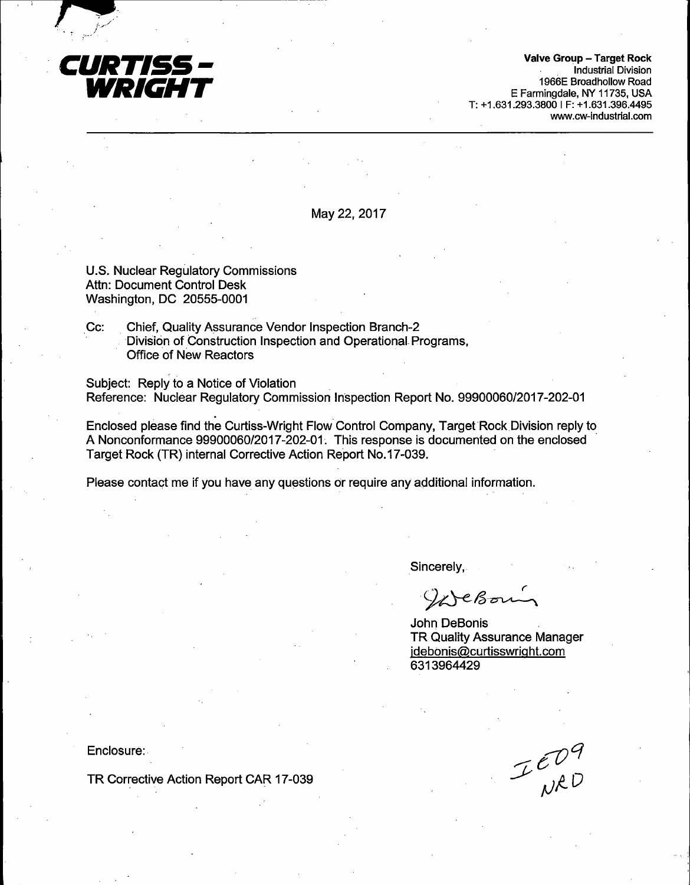**CURTISS - WRIGHT**

**Valve Group – Target Rock**
Industrial Division
1966E Broadhollow Road
E Farmingdale, NY 11735, USA
T: +1.631.293.3800 | F: +1.631.396.4495
www.cw-industrial.com

May 22, 2017

U.S. Nuclear Regulatory Commissions
Attn: Document Control Desk
Washington, DC 20555-0001

Cc: Chief, Quality Assurance Vendor Inspection Branch-2
Division of Construction Inspection and Operational Programs,
Office of New Reactors

Subject: Reply to a Notice of Violation
Reference: Nuclear Regulatory Commission Inspection Report No. 99900060/2017-202-01

Enclosed please find the Curtiss-Wright Flow Control Company, Target Rock Division reply to A Nonconformance 99900060/2017-202-01. This response is documented on the enclosed Target Rock (TR) internal Corrective Action Report No.17-039.

Please contact me if you have any questions or require any additional information.

Sincerely,

JDeBonis

John DeBonis
TR Quality Assurance Manager
jdebonis@curtisswright.com
6313964429

Enclosure:

TR Corrective Action Report CAR 17-039

IE09
NRD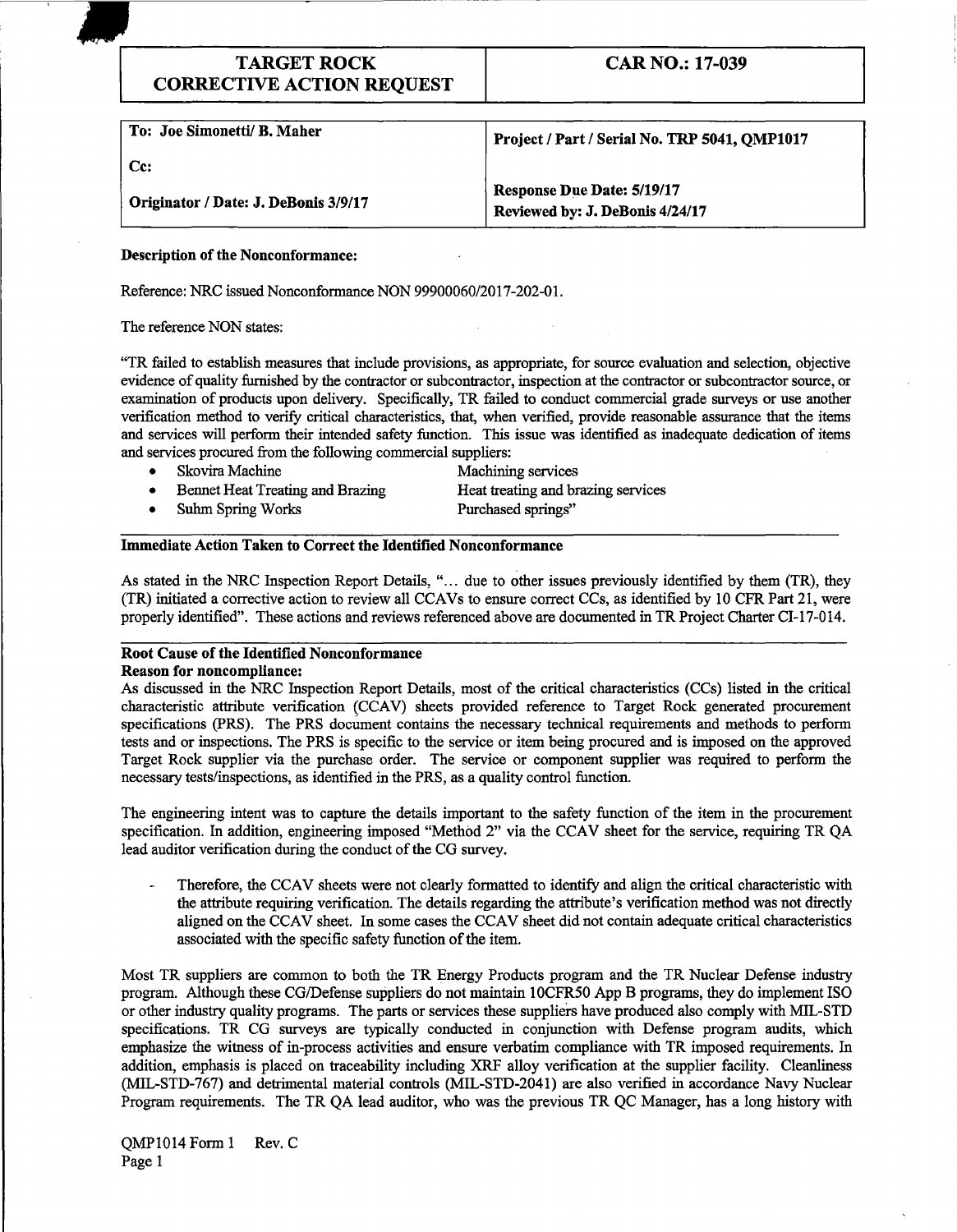| TARGET ROCK CORRECTIVE ACTION REQUEST | CAR NO.: 17-039 |
|---|---|

| To: Joe Simonetti/ B. Maher | Project / Part / Serial No. TRP 5041, QMP1017 |
|---|---|
| Cc: | |
| Originator / Date: J. DeBonis 3/9/17 | Response Due Date: 5/19/17<br>Reviewed by: J. DeBonis 4/24/17 |

**Description of the Nonconformance:**

Reference: NRC issued Nonconformance NON 99900060/2017-202-01.

The reference NON states:

"TR failed to establish measures that include provisions, as appropriate, for source evaluation and selection, objective evidence of quality furnished by the contractor or subcontractor, inspection at the contractor or subcontractor source, or examination of products upon delivery. Specifically, TR failed to conduct commercial grade surveys or use another verification method to verify critical characteristics, that, when verified, provide reasonable assurance that the items and services will perform their intended safety function. This issue was identified as inadequate dedication of items and services procured from the following commercial suppliers:

- Skovira Machine — Machining services
- Bennet Heat Treating and Brazing — Heat treating and brazing services
- Suhm Spring Works — Purchased springs"

**Immediate Action Taken to Correct the Identified Nonconformance**

As stated in the NRC Inspection Report Details, "... due to other issues previously identified by them (TR), they (TR) initiated a corrective action to review all CCAVs to ensure correct CCs, as identified by 10 CFR Part 21, were properly identified". These actions and reviews referenced above are documented in TR Project Charter CI-17-014.

**Root Cause of the Identified Nonconformance**

**Reason for noncompliance:**

As discussed in the NRC Inspection Report Details, most of the critical characteristics (CCs) listed in the critical characteristic attribute verification (CCAV) sheets provided reference to Target Rock generated procurement specifications (PRS). The PRS document contains the necessary technical requirements and methods to perform tests and or inspections. The PRS is specific to the service or item being procured and is imposed on the approved Target Rock supplier via the purchase order. The service or component supplier was required to perform the necessary tests/inspections, as identified in the PRS, as a quality control function.

The engineering intent was to capture the details important to the safety function of the item in the procurement specification. In addition, engineering imposed "Method 2" via the CCAV sheet for the service, requiring TR QA lead auditor verification during the conduct of the CG survey.

- Therefore, the CCAV sheets were not clearly formatted to identify and align the critical characteristic with the attribute requiring verification. The details regarding the attribute's verification method was not directly aligned on the CCAV sheet. In some cases the CCAV sheet did not contain adequate critical characteristics associated with the specific safety function of the item.

Most TR suppliers are common to both the TR Energy Products program and the TR Nuclear Defense industry program. Although these CG/Defense suppliers do not maintain 10CFR50 App B programs, they do implement ISO or other industry quality programs. The parts or services these suppliers have produced also comply with MIL-STD specifications. TR CG surveys are typically conducted in conjunction with Defense program audits, which emphasize the witness of in-process activities and ensure verbatim compliance with TR imposed requirements. In addition, emphasis is placed on traceability including XRF alloy verification at the supplier facility. Cleanliness (MIL-STD-767) and detrimental material controls (MIL-STD-2041) are also verified in accordance Navy Nuclear Program requirements. The TR QA lead auditor, who was the previous TR QC Manager, has a long history with

QMP1014 Form 1 Rev. C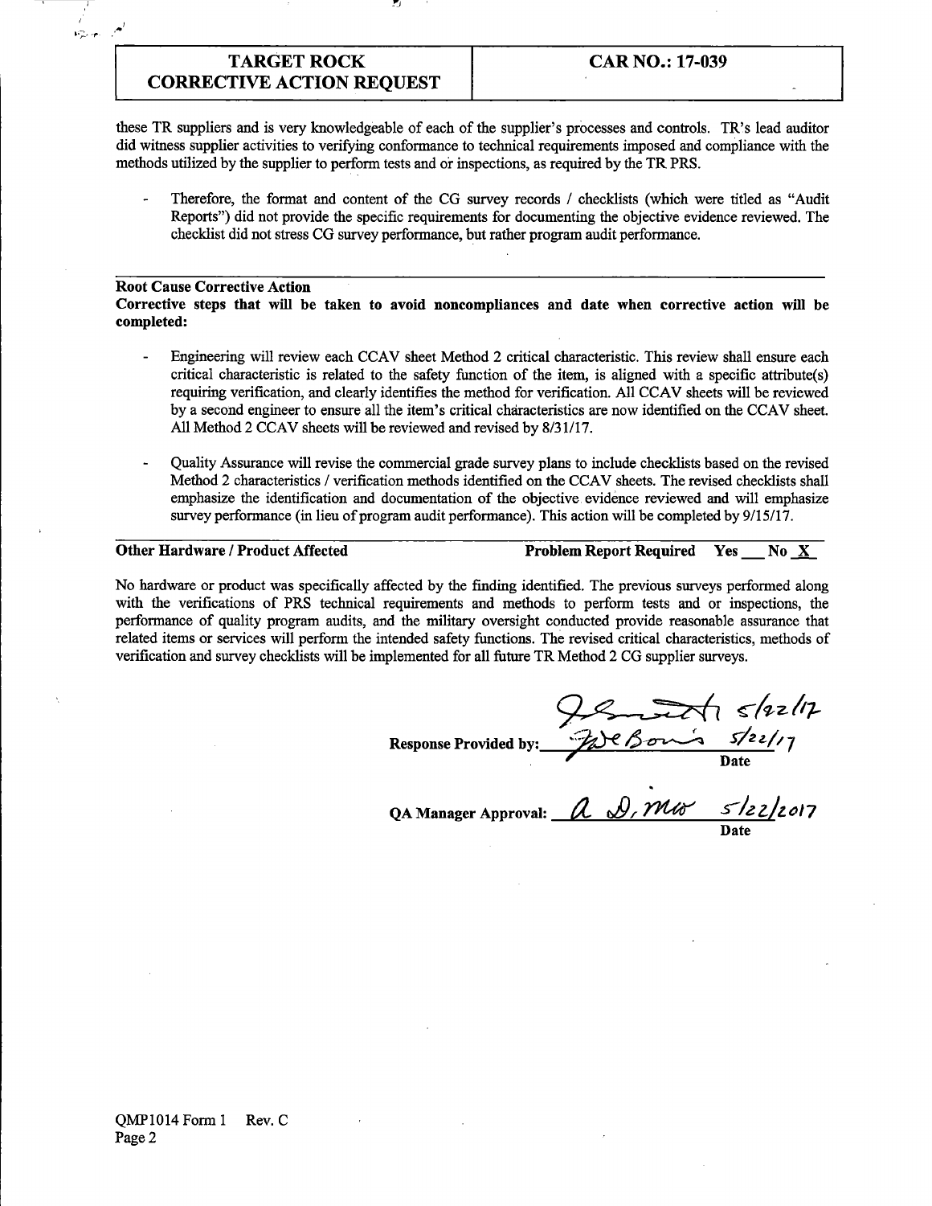| TARGET ROCK CORRECTIVE ACTION REQUEST | CAR NO.: 17-039 |
|---|---|

these TR suppliers and is very knowledgeable of each of the supplier's processes and controls. TR's lead auditor did witness supplier activities to verifying conformance to technical requirements imposed and compliance with the methods utilized by the supplier to perform tests and or inspections, as required by the TR PRS.

- Therefore, the format and content of the CG survey records / checklists (which were titled as "Audit Reports") did not provide the specific requirements for documenting the objective evidence reviewed. The checklist did not stress CG survey performance, but rather program audit performance.

**Root Cause Corrective Action**

**Corrective steps that will be taken to avoid noncompliances and date when corrective action will be completed:**

- Engineering will review each CCAV sheet Method 2 critical characteristic. This review shall ensure each critical characteristic is related to the safety function of the item, is aligned with a specific attribute(s) requiring verification, and clearly identifies the method for verification. All CCAV sheets will be reviewed by a second engineer to ensure all the item's critical characteristics are now identified on the CCAV sheet. All Method 2 CCAV sheets will be reviewed and revised by 8/31/17.

- Quality Assurance will revise the commercial grade survey plans to include checklists based on the revised Method 2 characteristics / verification methods identified on the CCAV sheets. The revised checklists shall emphasize the identification and documentation of the objective evidence reviewed and will emphasize survey performance (in lieu of program audit performance). This action will be completed by 9/15/17.

**Other Hardware / Product Affected** **Problem Report Required Yes \_\_\_ No X**

No hardware or product was specifically affected by the finding identified. The previous surveys performed along with the verifications of PRS technical requirements and methods to perform tests and or inspections, the performance of quality program audits, and the military oversight conducted provide reasonable assurance that related items or services will perform the intended safety functions. The revised critical characteristics, methods of verification and survey checklists will be implemented for all future TR Method 2 CG supplier surveys.

**Response Provided by:** J Smith 5/22/17, Joe Bonis 5/22/17 **Date**

**QA Manager Approval:** A D, Mio 5/22/2017 **Date**

QMP1014 Form 1 Rev. C